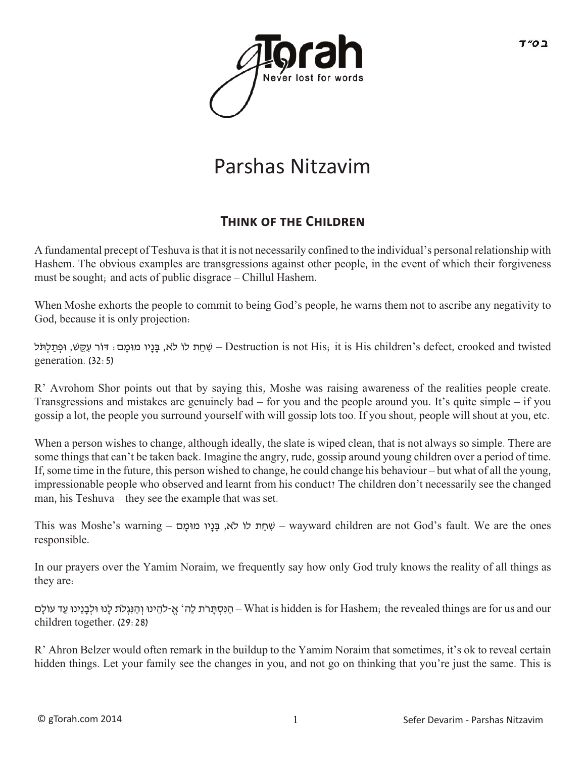# Parshas Nitzavim

## Think of the Children

A fundamental precept of Teshuva is that it is not necessarily confined to the individual's personal relationship with Hashem. The obvious examples are transgressions against other people, in the event of which their forgiveness must be sought; and acts of public disgrace – Chillul Hashem.

When Moshe exhorts the people to commit to being God's people, he warns them not to ascribe any negativity to God, because it is only projection:

שִׁחֵת לוֹ לֹא, בָּנָיו מוּמָם: דּוֹר עִקֵּשׁ, וּפְתַלְתֹּל – Destruction is not His; it is His children's defect, crooked and twisted generation. (32:5)

R' Avrohom Shor points out that by saying this, Moshe was raising awareness of the realities people create. Transgressions and mistakes are genuinely bad – for you and the people around you. It's quite simple – if you gossip a lot, the people you surround yourself with will gossip lots too. If you shout, people will shout at you, etc.

When a person wishes to change, although ideally, the slate is wiped clean, that is not always so simple. There are some things that can't be taken back. Imagine the angry, rude, gossip around young children over a period of time. If, some time in the future, this person wished to change, he could change his behaviour – but what of all the young, impressionable people who observed and learnt from his conduct? The children don't necessarily see the changed man, his Teshuva – they see the example that was set.

This was Moshe's warning – שִׁחֵת לוֹ לֹא, בָּנָיו מוּמָם – wayward children are not God's fault. We are the ones responsible.

In our prayers over the Yamim Noraim, we frequently say how only God truly knows the reality of all things as they are:

הַנִּסְתָּרֹת לַה' אֱ-לֹהֵינוּ וְהַנִּגְלֹת לָנוּ וּלְבָנֵינוּ עַד עוֹלָם – What is hidden is for Hashem; the revealed things are for us and our children together. (29:28)

R' Ahron Belzer would often remark in the buildup to the Yamim Noraim that sometimes, it's ok to reveal certain hidden things. Let your family see the changes in you, and not go on thinking that you're just the same. This is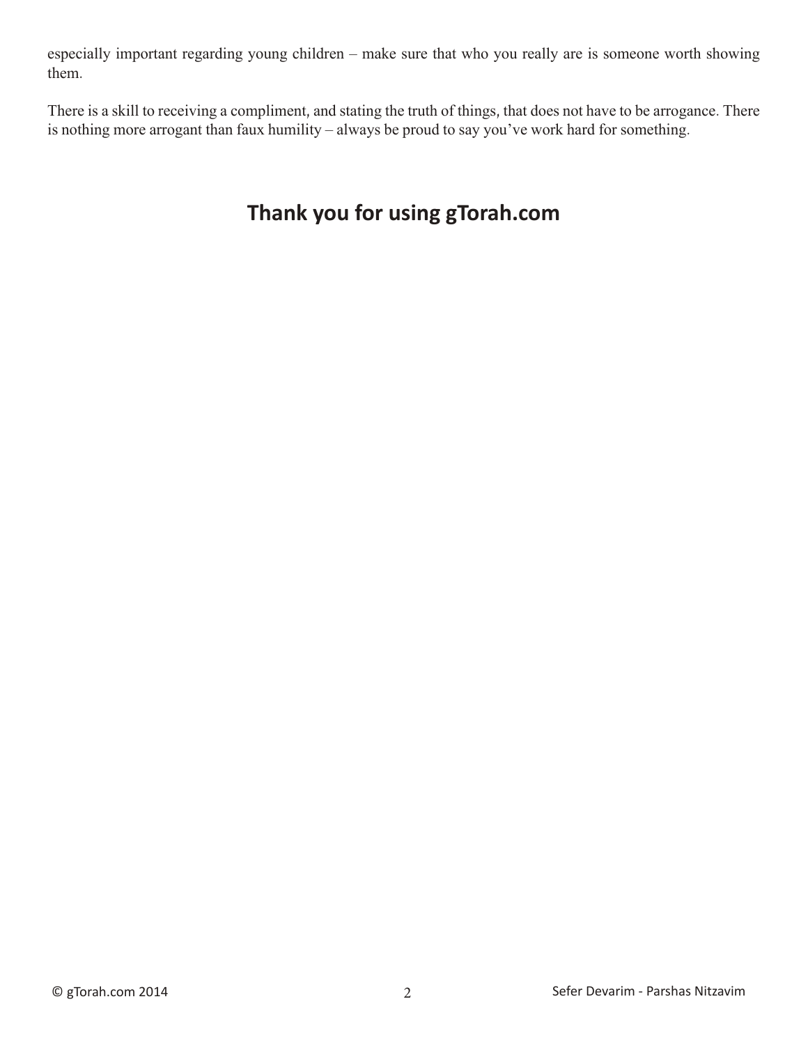especially important regarding young children – make sure that who you really are is someone worth showing them.

There is a skill to receiving a compliment, and stating the truth of things, that does not have to be arrogance. There is nothing more arrogant than faux humility – always be proud to say you've work hard for something.

## **Thank you for using gTorah.com**